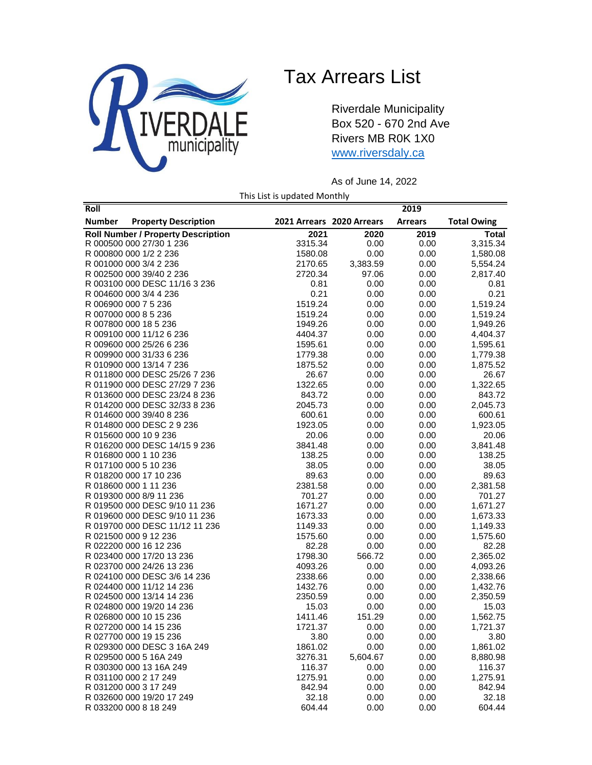# Tax Arrears List

Riverdale Municipality
Box 520 - 670 2nd Ave
Rivers MB R0K 1X0
www.riversdaly.ca

As of June 14, 2022

This List is updated Monthly

| Roll Number | Property Description | 2021 Arrears | 2020 Arrears | 2019 Arrears | Total Owing |
|---|---|---|---|---|---|
| **Roll Number / Property Description** | | **2021** | **2020** | **2019** | **Total** |
| R 000500 000 27/30 1 236 | | 3315.34 | 0.00 | 0.00 | 3,315.34 |
| R 000800 000 1/2 2 236 | | 1580.08 | 0.00 | 0.00 | 1,580.08 |
| R 001000 000 3/4 2 236 | | 2170.65 | 3,383.59 | 0.00 | 5,554.24 |
| R 002500 000 39/40 2 236 | | 2720.34 | 97.06 | 0.00 | 2,817.40 |
| R 003100 000 DESC 11/16 3 236 | | 0.81 | 0.00 | 0.00 | 0.81 |
| R 004600 000 3/4 4 236 | | 0.21 | 0.00 | 0.00 | 0.21 |
| R 006900 000 7 5 236 | | 1519.24 | 0.00 | 0.00 | 1,519.24 |
| R 007000 000 8 5 236 | | 1519.24 | 0.00 | 0.00 | 1,519.24 |
| R 007800 000 18 5 236 | | 1949.26 | 0.00 | 0.00 | 1,949.26 |
| R 009100 000 11/12 6 236 | | 4404.37 | 0.00 | 0.00 | 4,404.37 |
| R 009600 000 25/26 6 236 | | 1595.61 | 0.00 | 0.00 | 1,595.61 |
| R 009900 000 31/33 6 236 | | 1779.38 | 0.00 | 0.00 | 1,779.38 |
| R 010900 000 13/14 7 236 | | 1875.52 | 0.00 | 0.00 | 1,875.52 |
| R 011800 000 DESC 25/26 7 236 | | 26.67 | 0.00 | 0.00 | 26.67 |
| R 011900 000 DESC 27/29 7 236 | | 1322.65 | 0.00 | 0.00 | 1,322.65 |
| R 013600 000 DESC 23/24 8 236 | | 843.72 | 0.00 | 0.00 | 843.72 |
| R 014200 000 DESC 32/33 8 236 | | 2045.73 | 0.00 | 0.00 | 2,045.73 |
| R 014600 000 39/40 8 236 | | 600.61 | 0.00 | 0.00 | 600.61 |
| R 014800 000 DESC 2 9 236 | | 1923.05 | 0.00 | 0.00 | 1,923.05 |
| R 015600 000 10 9 236 | | 20.06 | 0.00 | 0.00 | 20.06 |
| R 016200 000 DESC 14/15 9 236 | | 3841.48 | 0.00 | 0.00 | 3,841.48 |
| R 016800 000 1 10 236 | | 138.25 | 0.00 | 0.00 | 138.25 |
| R 017100 000 5 10 236 | | 38.05 | 0.00 | 0.00 | 38.05 |
| R 018200 000 17 10 236 | | 89.63 | 0.00 | 0.00 | 89.63 |
| R 018600 000 1 11 236 | | 2381.58 | 0.00 | 0.00 | 2,381.58 |
| R 019300 000 8/9 11 236 | | 701.27 | 0.00 | 0.00 | 701.27 |
| R 019500 000 DESC 9/10 11 236 | | 1671.27 | 0.00 | 0.00 | 1,671.27 |
| R 019600 000 DESC 9/10 11 236 | | 1673.33 | 0.00 | 0.00 | 1,673.33 |
| R 019700 000 DESC 11/12 11 236 | | 1149.33 | 0.00 | 0.00 | 1,149.33 |
| R 021500 000 9 12 236 | | 1575.60 | 0.00 | 0.00 | 1,575.60 |
| R 022200 000 16 12 236 | | 82.28 | 0.00 | 0.00 | 82.28 |
| R 023400 000 17/20 13 236 | | 1798.30 | 566.72 | 0.00 | 2,365.02 |
| R 023700 000 24/26 13 236 | | 4093.26 | 0.00 | 0.00 | 4,093.26 |
| R 024100 000 DESC 3/6 14 236 | | 2338.66 | 0.00 | 0.00 | 2,338.66 |
| R 024400 000 11/12 14 236 | | 1432.76 | 0.00 | 0.00 | 1,432.76 |
| R 024500 000 13/14 14 236 | | 2350.59 | 0.00 | 0.00 | 2,350.59 |
| R 024800 000 19/20 14 236 | | 15.03 | 0.00 | 0.00 | 15.03 |
| R 026800 000 10 15 236 | | 1411.46 | 151.29 | 0.00 | 1,562.75 |
| R 027200 000 14 15 236 | | 1721.37 | 0.00 | 0.00 | 1,721.37 |
| R 027700 000 19 15 236 | | 3.80 | 0.00 | 0.00 | 3.80 |
| R 029300 000 DESC 3 16A 249 | | 1861.02 | 0.00 | 0.00 | 1,861.02 |
| R 029500 000 5 16A 249 | | 3276.31 | 5,604.67 | 0.00 | 8,880.98 |
| R 030300 000 13 16A 249 | | 116.37 | 0.00 | 0.00 | 116.37 |
| R 031100 000 2 17 249 | | 1275.91 | 0.00 | 0.00 | 1,275.91 |
| R 031200 000 3 17 249 | | 842.94 | 0.00 | 0.00 | 842.94 |
| R 032600 000 19/20 17 249 | | 32.18 | 0.00 | 0.00 | 32.18 |
| R 033200 000 8 18 249 | | 604.44 | 0.00 | 0.00 | 604.44 |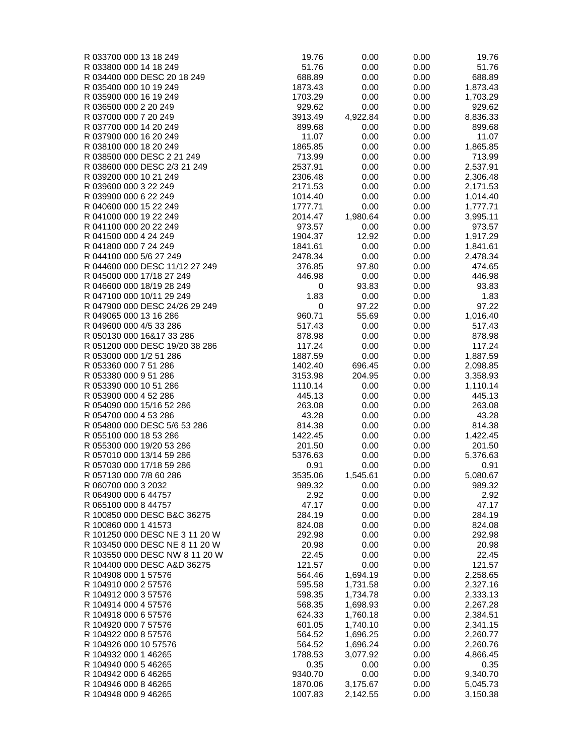| | | | | |
|---|---|---|---|---|
| R 033700 000 13 18 249 | 19.76 | 0.00 | 0.00 | 19.76 |
| R 033800 000 14 18 249 | 51.76 | 0.00 | 0.00 | 51.76 |
| R 034400 000 DESC 20 18 249 | 688.89 | 0.00 | 0.00 | 688.89 |
| R 035400 000 10 19 249 | 1873.43 | 0.00 | 0.00 | 1,873.43 |
| R 035900 000 16 19 249 | 1703.29 | 0.00 | 0.00 | 1,703.29 |
| R 036500 000 2 20 249 | 929.62 | 0.00 | 0.00 | 929.62 |
| R 037000 000 7 20 249 | 3913.49 | 4,922.84 | 0.00 | 8,836.33 |
| R 037700 000 14 20 249 | 899.68 | 0.00 | 0.00 | 899.68 |
| R 037900 000 16 20 249 | 11.07 | 0.00 | 0.00 | 11.07 |
| R 038100 000 18 20 249 | 1865.85 | 0.00 | 0.00 | 1,865.85 |
| R 038500 000 DESC 2 21 249 | 713.99 | 0.00 | 0.00 | 713.99 |
| R 038600 000 DESC 2/3 21 249 | 2537.91 | 0.00 | 0.00 | 2,537.91 |
| R 039200 000 10 21 249 | 2306.48 | 0.00 | 0.00 | 2,306.48 |
| R 039600 000 3 22 249 | 2171.53 | 0.00 | 0.00 | 2,171.53 |
| R 039900 000 6 22 249 | 1014.40 | 0.00 | 0.00 | 1,014.40 |
| R 040600 000 15 22 249 | 1777.71 | 0.00 | 0.00 | 1,777.71 |
| R 041000 000 19 22 249 | 2014.47 | 1,980.64 | 0.00 | 3,995.11 |
| R 041100 000 20 22 249 | 973.57 | 0.00 | 0.00 | 973.57 |
| R 041500 000 4 24 249 | 1904.37 | 12.92 | 0.00 | 1,917.29 |
| R 041800 000 7 24 249 | 1841.61 | 0.00 | 0.00 | 1,841.61 |
| R 044100 000 5/6 27 249 | 2478.34 | 0.00 | 0.00 | 2,478.34 |
| R 044600 000 DESC 11/12 27 249 | 376.85 | 97.80 | 0.00 | 474.65 |
| R 045000 000 17/18 27 249 | 446.98 | 0.00 | 0.00 | 446.98 |
| R 046600 000 18/19 28 249 | 0 | 93.83 | 0.00 | 93.83 |
| R 047100 000 10/11 29 249 | 1.83 | 0.00 | 0.00 | 1.83 |
| R 047900 000 DESC 24/26 29 249 | 0 | 97.22 | 0.00 | 97.22 |
| R 049065 000 13 16 286 | 960.71 | 55.69 | 0.00 | 1,016.40 |
| R 049600 000 4/5 33 286 | 517.43 | 0.00 | 0.00 | 517.43 |
| R 050130 000 16&17 33 286 | 878.98 | 0.00 | 0.00 | 878.98 |
| R 051200 000 DESC 19/20 38 286 | 117.24 | 0.00 | 0.00 | 117.24 |
| R 053000 000 1/2 51 286 | 1887.59 | 0.00 | 0.00 | 1,887.59 |
| R 053360 000 7 51 286 | 1402.40 | 696.45 | 0.00 | 2,098.85 |
| R 053380 000 9 51 286 | 3153.98 | 204.95 | 0.00 | 3,358.93 |
| R 053390 000 10 51 286 | 1110.14 | 0.00 | 0.00 | 1,110.14 |
| R 053900 000 4 52 286 | 445.13 | 0.00 | 0.00 | 445.13 |
| R 054090 000 15/16 52 286 | 263.08 | 0.00 | 0.00 | 263.08 |
| R 054700 000 4 53 286 | 43.28 | 0.00 | 0.00 | 43.28 |
| R 054800 000 DESC 5/6 53 286 | 814.38 | 0.00 | 0.00 | 814.38 |
| R 055100 000 18 53 286 | 1422.45 | 0.00 | 0.00 | 1,422.45 |
| R 055300 000 19/20 53 286 | 201.50 | 0.00 | 0.00 | 201.50 |
| R 057010 000 13/14 59 286 | 5376.63 | 0.00 | 0.00 | 5,376.63 |
| R 057030 000 17/18 59 286 | 0.91 | 0.00 | 0.00 | 0.91 |
| R 057130 000 7/8 60 286 | 3535.06 | 1,545.61 | 0.00 | 5,080.67 |
| R 060700 000 3 2032 | 989.32 | 0.00 | 0.00 | 989.32 |
| R 064900 000 6 44757 | 2.92 | 0.00 | 0.00 | 2.92 |
| R 065100 000 8 44757 | 47.17 | 0.00 | 0.00 | 47.17 |
| R 100850 000 DESC B&C 36275 | 284.19 | 0.00 | 0.00 | 284.19 |
| R 100860 000 1 41573 | 824.08 | 0.00 | 0.00 | 824.08 |
| R 101250 000 DESC NE 3 11 20 W | 292.98 | 0.00 | 0.00 | 292.98 |
| R 103450 000 DESC NE 8 11 20 W | 20.98 | 0.00 | 0.00 | 20.98 |
| R 103550 000 DESC NW 8 11 20 W | 22.45 | 0.00 | 0.00 | 22.45 |
| R 104400 000 DESC A&D 36275 | 121.57 | 0.00 | 0.00 | 121.57 |
| R 104908 000 1 57576 | 564.46 | 1,694.19 | 0.00 | 2,258.65 |
| R 104910 000 2 57576 | 595.58 | 1,731.58 | 0.00 | 2,327.16 |
| R 104912 000 3 57576 | 598.35 | 1,734.78 | 0.00 | 2,333.13 |
| R 104914 000 4 57576 | 568.35 | 1,698.93 | 0.00 | 2,267.28 |
| R 104918 000 6 57576 | 624.33 | 1,760.18 | 0.00 | 2,384.51 |
| R 104920 000 7 57576 | 601.05 | 1,740.10 | 0.00 | 2,341.15 |
| R 104922 000 8 57576 | 564.52 | 1,696.25 | 0.00 | 2,260.77 |
| R 104926 000 10 57576 | 564.52 | 1,696.24 | 0.00 | 2,260.76 |
| R 104932 000 1 46265 | 1788.53 | 3,077.92 | 0.00 | 4,866.45 |
| R 104940 000 5 46265 | 0.35 | 0.00 | 0.00 | 0.35 |
| R 104942 000 6 46265 | 9340.70 | 0.00 | 0.00 | 9,340.70 |
| R 104946 000 8 46265 | 1870.06 | 3,175.67 | 0.00 | 5,045.73 |
| R 104948 000 9 46265 | 1007.83 | 2,142.55 | 0.00 | 3,150.38 |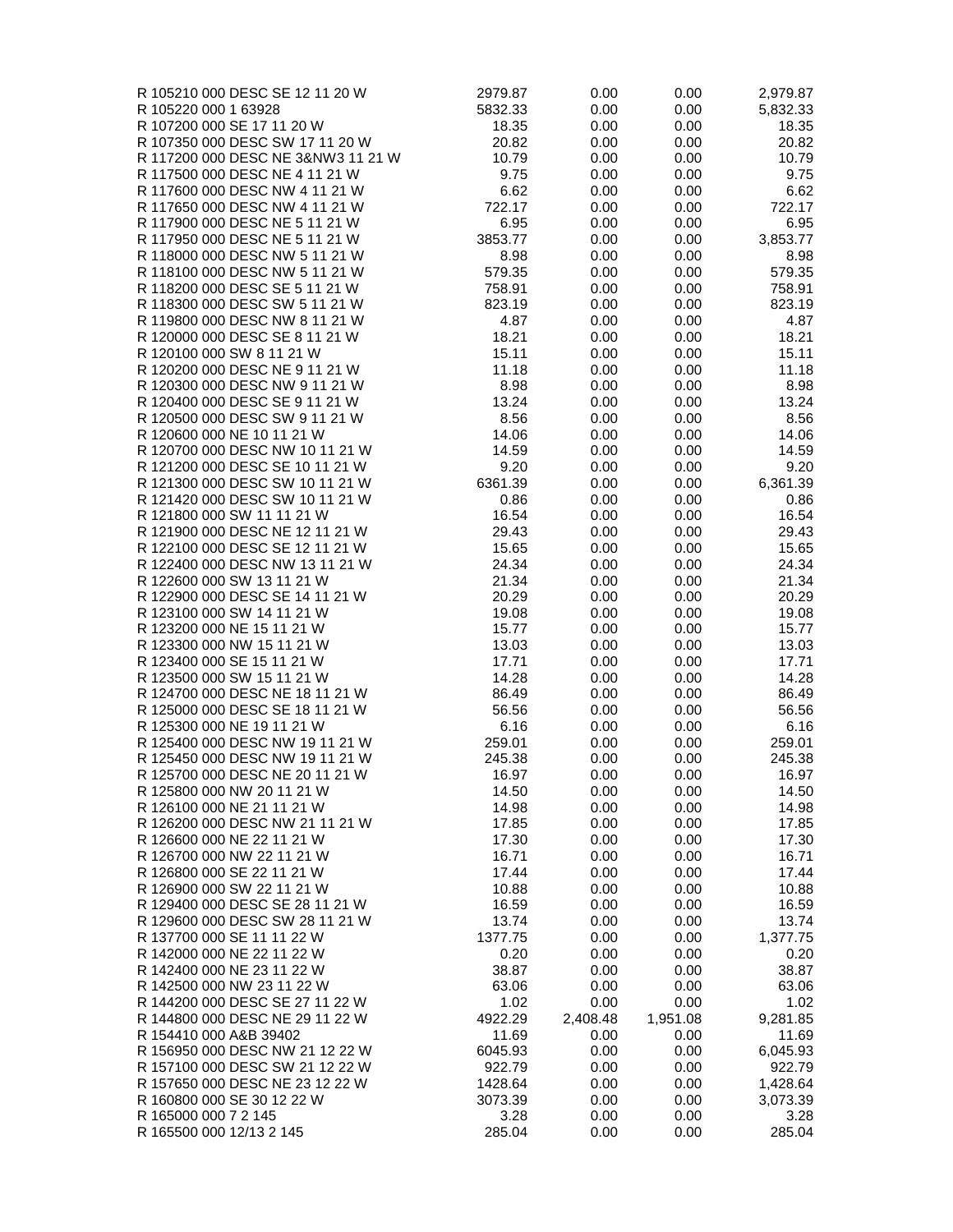| | | | | |
|---|---|---|---|---|
| R 105210 000 DESC SE 12 11 20 W | 2979.87 | 0.00 | 0.00 | 2,979.87 |
| R 105220 000 1 63928 | 5832.33 | 0.00 | 0.00 | 5,832.33 |
| R 107200 000 SE 17 11 20 W | 18.35 | 0.00 | 0.00 | 18.35 |
| R 107350 000 DESC SW 17 11 20 W | 20.82 | 0.00 | 0.00 | 20.82 |
| R 117200 000 DESC NE 3&NW3 11 21 W | 10.79 | 0.00 | 0.00 | 10.79 |
| R 117500 000 DESC NE 4 11 21 W | 9.75 | 0.00 | 0.00 | 9.75 |
| R 117600 000 DESC NW 4 11 21 W | 6.62 | 0.00 | 0.00 | 6.62 |
| R 117650 000 DESC NW 4 11 21 W | 722.17 | 0.00 | 0.00 | 722.17 |
| R 117900 000 DESC NE 5 11 21 W | 6.95 | 0.00 | 0.00 | 6.95 |
| R 117950 000 DESC NE 5 11 21 W | 3853.77 | 0.00 | 0.00 | 3,853.77 |
| R 118000 000 DESC NW 5 11 21 W | 8.98 | 0.00 | 0.00 | 8.98 |
| R 118100 000 DESC NW 5 11 21 W | 579.35 | 0.00 | 0.00 | 579.35 |
| R 118200 000 DESC SE 5 11 21 W | 758.91 | 0.00 | 0.00 | 758.91 |
| R 118300 000 DESC SW 5 11 21 W | 823.19 | 0.00 | 0.00 | 823.19 |
| R 119800 000 DESC NW 8 11 21 W | 4.87 | 0.00 | 0.00 | 4.87 |
| R 120000 000 DESC SE 8 11 21 W | 18.21 | 0.00 | 0.00 | 18.21 |
| R 120100 000 SW 8 11 21 W | 15.11 | 0.00 | 0.00 | 15.11 |
| R 120200 000 DESC NE 9 11 21 W | 11.18 | 0.00 | 0.00 | 11.18 |
| R 120300 000 DESC NW 9 11 21 W | 8.98 | 0.00 | 0.00 | 8.98 |
| R 120400 000 DESC SE 9 11 21 W | 13.24 | 0.00 | 0.00 | 13.24 |
| R 120500 000 DESC SW 9 11 21 W | 8.56 | 0.00 | 0.00 | 8.56 |
| R 120600 000 NE 10 11 21 W | 14.06 | 0.00 | 0.00 | 14.06 |
| R 120700 000 DESC NW 10 11 21 W | 14.59 | 0.00 | 0.00 | 14.59 |
| R 121200 000 DESC SE 10 11 21 W | 9.20 | 0.00 | 0.00 | 9.20 |
| R 121300 000 DESC SW 10 11 21 W | 6361.39 | 0.00 | 0.00 | 6,361.39 |
| R 121420 000 DESC SW 10 11 21 W | 0.86 | 0.00 | 0.00 | 0.86 |
| R 121800 000 SW 11 11 21 W | 16.54 | 0.00 | 0.00 | 16.54 |
| R 121900 000 DESC NE 12 11 21 W | 29.43 | 0.00 | 0.00 | 29.43 |
| R 122100 000 DESC SE 12 11 21 W | 15.65 | 0.00 | 0.00 | 15.65 |
| R 122400 000 DESC NW 13 11 21 W | 24.34 | 0.00 | 0.00 | 24.34 |
| R 122600 000 SW 13 11 21 W | 21.34 | 0.00 | 0.00 | 21.34 |
| R 122900 000 DESC SE 14 11 21 W | 20.29 | 0.00 | 0.00 | 20.29 |
| R 123100 000 SW 14 11 21 W | 19.08 | 0.00 | 0.00 | 19.08 |
| R 123200 000 NE 15 11 21 W | 15.77 | 0.00 | 0.00 | 15.77 |
| R 123300 000 NW 15 11 21 W | 13.03 | 0.00 | 0.00 | 13.03 |
| R 123400 000 SE 15 11 21 W | 17.71 | 0.00 | 0.00 | 17.71 |
| R 123500 000 SW 15 11 21 W | 14.28 | 0.00 | 0.00 | 14.28 |
| R 124700 000 DESC NE 18 11 21 W | 86.49 | 0.00 | 0.00 | 86.49 |
| R 125000 000 DESC SE 18 11 21 W | 56.56 | 0.00 | 0.00 | 56.56 |
| R 125300 000 NE 19 11 21 W | 6.16 | 0.00 | 0.00 | 6.16 |
| R 125400 000 DESC NW 19 11 21 W | 259.01 | 0.00 | 0.00 | 259.01 |
| R 125450 000 DESC NW 19 11 21 W | 245.38 | 0.00 | 0.00 | 245.38 |
| R 125700 000 DESC NE 20 11 21 W | 16.97 | 0.00 | 0.00 | 16.97 |
| R 125800 000 NW 20 11 21 W | 14.50 | 0.00 | 0.00 | 14.50 |
| R 126100 000 NE 21 11 21 W | 14.98 | 0.00 | 0.00 | 14.98 |
| R 126200 000 DESC NW 21 11 21 W | 17.85 | 0.00 | 0.00 | 17.85 |
| R 126600 000 NE 22 11 21 W | 17.30 | 0.00 | 0.00 | 17.30 |
| R 126700 000 NW 22 11 21 W | 16.71 | 0.00 | 0.00 | 16.71 |
| R 126800 000 SE 22 11 21 W | 17.44 | 0.00 | 0.00 | 17.44 |
| R 126900 000 SW 22 11 21 W | 10.88 | 0.00 | 0.00 | 10.88 |
| R 129400 000 DESC SE 28 11 21 W | 16.59 | 0.00 | 0.00 | 16.59 |
| R 129600 000 DESC SW 28 11 21 W | 13.74 | 0.00 | 0.00 | 13.74 |
| R 137700 000 SE 11 11 22 W | 1377.75 | 0.00 | 0.00 | 1,377.75 |
| R 142000 000 NE 22 11 22 W | 0.20 | 0.00 | 0.00 | 0.20 |
| R 142400 000 NE 23 11 22 W | 38.87 | 0.00 | 0.00 | 38.87 |
| R 142500 000 NW 23 11 22 W | 63.06 | 0.00 | 0.00 | 63.06 |
| R 144200 000 DESC SE 27 11 22 W | 1.02 | 0.00 | 0.00 | 1.02 |
| R 144800 000 DESC NE 29 11 22 W | 4922.29 | 2,408.48 | 1,951.08 | 9,281.85 |
| R 154410 000 A&B 39402 | 11.69 | 0.00 | 0.00 | 11.69 |
| R 156950 000 DESC NW 21 12 22 W | 6045.93 | 0.00 | 0.00 | 6,045.93 |
| R 157100 000 DESC SW 21 12 22 W | 922.79 | 0.00 | 0.00 | 922.79 |
| R 157650 000 DESC NE 23 12 22 W | 1428.64 | 0.00 | 0.00 | 1,428.64 |
| R 160800 000 SE 30 12 22 W | 3073.39 | 0.00 | 0.00 | 3,073.39 |
| R 165000 000 7 2 145 | 3.28 | 0.00 | 0.00 | 3.28 |
| R 165500 000 12/13 2 145 | 285.04 | 0.00 | 0.00 | 285.04 |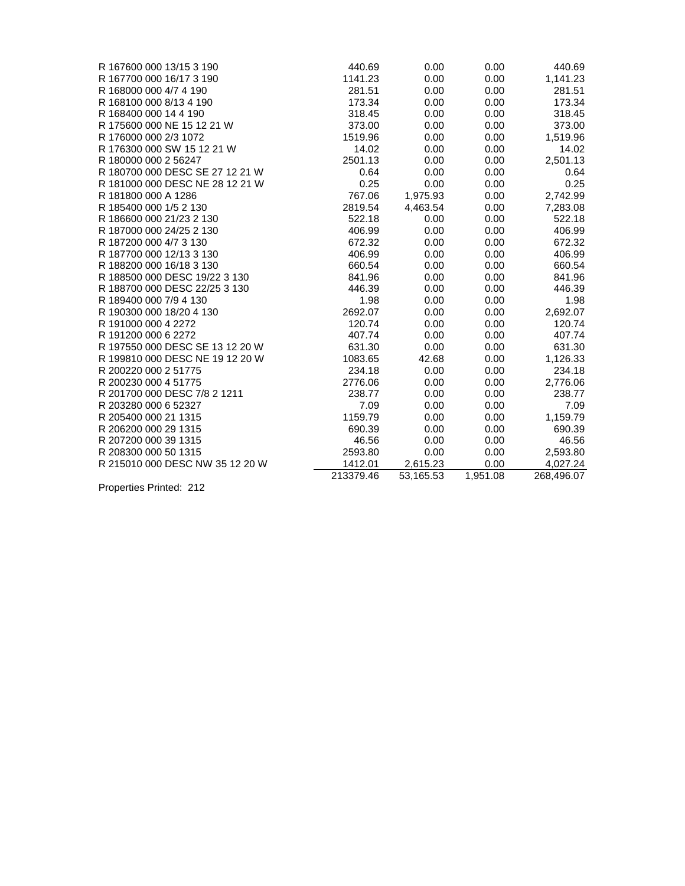| | | | | |
|---|---|---|---|---|
| R 167600 000 13/15 3 190 | 440.69 | 0.00 | 0.00 | 440.69 |
| R 167700 000 16/17 3 190 | 1141.23 | 0.00 | 0.00 | 1,141.23 |
| R 168000 000 4/7 4 190 | 281.51 | 0.00 | 0.00 | 281.51 |
| R 168100 000 8/13 4 190 | 173.34 | 0.00 | 0.00 | 173.34 |
| R 168400 000 14 4 190 | 318.45 | 0.00 | 0.00 | 318.45 |
| R 175600 000 NE 15 12 21 W | 373.00 | 0.00 | 0.00 | 373.00 |
| R 176000 000 2/3 1072 | 1519.96 | 0.00 | 0.00 | 1,519.96 |
| R 176300 000 SW 15 12 21 W | 14.02 | 0.00 | 0.00 | 14.02 |
| R 180000 000 2 56247 | 2501.13 | 0.00 | 0.00 | 2,501.13 |
| R 180700 000 DESC SE 27 12 21 W | 0.64 | 0.00 | 0.00 | 0.64 |
| R 181000 000 DESC NE 28 12 21 W | 0.25 | 0.00 | 0.00 | 0.25 |
| R 181800 000 A 1286 | 767.06 | 1,975.93 | 0.00 | 2,742.99 |
| R 185400 000 1/5 2 130 | 2819.54 | 4,463.54 | 0.00 | 7,283.08 |
| R 186600 000 21/23 2 130 | 522.18 | 0.00 | 0.00 | 522.18 |
| R 187000 000 24/25 2 130 | 406.99 | 0.00 | 0.00 | 406.99 |
| R 187200 000 4/7 3 130 | 672.32 | 0.00 | 0.00 | 672.32 |
| R 187700 000 12/13 3 130 | 406.99 | 0.00 | 0.00 | 406.99 |
| R 188200 000 16/18 3 130 | 660.54 | 0.00 | 0.00 | 660.54 |
| R 188500 000 DESC 19/22 3 130 | 841.96 | 0.00 | 0.00 | 841.96 |
| R 188700 000 DESC 22/25 3 130 | 446.39 | 0.00 | 0.00 | 446.39 |
| R 189400 000 7/9 4 130 | 1.98 | 0.00 | 0.00 | 1.98 |
| R 190300 000 18/20 4 130 | 2692.07 | 0.00 | 0.00 | 2,692.07 |
| R 191000 000 4 2272 | 120.74 | 0.00 | 0.00 | 120.74 |
| R 191200 000 6 2272 | 407.74 | 0.00 | 0.00 | 407.74 |
| R 197550 000 DESC SE 13 12 20 W | 631.30 | 0.00 | 0.00 | 631.30 |
| R 199810 000 DESC NE 19 12 20 W | 1083.65 | 42.68 | 0.00 | 1,126.33 |
| R 200220 000 2 51775 | 234.18 | 0.00 | 0.00 | 234.18 |
| R 200230 000 4 51775 | 2776.06 | 0.00 | 0.00 | 2,776.06 |
| R 201700 000 DESC 7/8 2 1211 | 238.77 | 0.00 | 0.00 | 238.77 |
| R 203280 000 6 52327 | 7.09 | 0.00 | 0.00 | 7.09 |
| R 205400 000 21 1315 | 1159.79 | 0.00 | 0.00 | 1,159.79 |
| R 206200 000 29 1315 | 690.39 | 0.00 | 0.00 | 690.39 |
| R 207200 000 39 1315 | 46.56 | 0.00 | 0.00 | 46.56 |
| R 208300 000 50 1315 | 2593.80 | 0.00 | 0.00 | 2,593.80 |
| R 215010 000 DESC NW 35 12 20 W | 1412.01 | 2,615.23 | 0.00 | 4,027.24 |
| | 213379.46 | 53,165.53 | 1,951.08 | 268,496.07 |

Properties Printed: 212